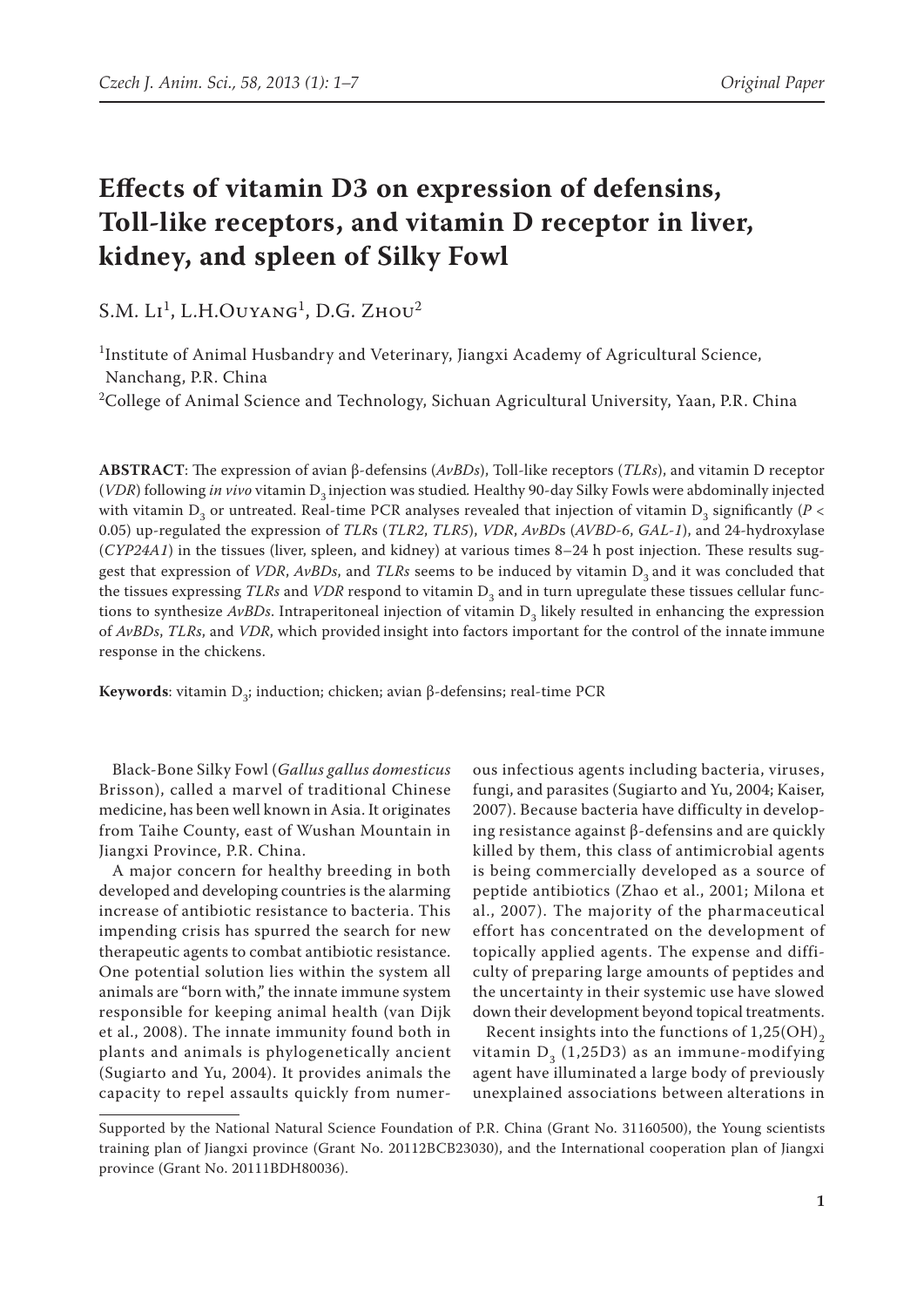# Effects of vitamin D3 on expression of defensins, Toll-like receptors, and vitamin D receptor in liver, kidney, and spleen of Silky Fowl

S.M. Li[1], L.H.Ouyang[1], D.G. Zhou[2]

[1]Institute of Animal Husbandry and Veterinary, Jiangxi Academy of Agricultural Science, Nanchang, P.R. China

[2]College of Animal Science and Technology, Sichuan Agricultural University, Yaan, P.R. China

**ABSTRACT**: The expression of avian β-defensins (*AvBDs*), Toll-like receptors (*TLRs*), and vitamin D receptor (*VDR*) following *in vivo* vitamin $D_3$ injection was studied. Healthy 90-day Silky Fowls were abdominally injected with vitamin $D_3$ or untreated. Real-time PCR analyses revealed that injection of vitamin $D_3$ significantly ($P < 0.05$) up-regulated the expression of *TLRs* (*TLR2*, *TLR5*), *VDR*, *AvBDs* (*AVBD-6*, *GAL-1*), and 24-hydroxylase (*CYP24A1*) in the tissues (liver, spleen, and kidney) at various times 8–24 h post injection. These results suggest that expression of *VDR*, *AvBDs*, and *TLRs* seems to be induced by vitamin $D_3$ and it was concluded that the tissues expressing *TLRs* and *VDR* respond to vitamin $D_3$ and in turn upregulate these tissues cellular functions to synthesize *AvBDs*. Intraperitoneal injection of vitamin $D_3$ likely resulted in enhancing the expression of *AvBDs*, *TLRs*, and *VDR*, which provided insight into factors important for the control of the innate immune response in the chickens.

**Keywords**: vitamin $D_3$; induction; chicken; avian β-defensins; real-time PCR

Black-Bone Silky Fowl (*Gallus gallus domesticus* Brisson), called a marvel of traditional Chinese medicine, has been well known in Asia. It originates from Taihe County, east of Wushan Mountain in Jiangxi Province, P.R. China.

A major concern for healthy breeding in both developed and developing countries is the alarming increase of antibiotic resistance to bacteria. This impending crisis has spurred the search for new therapeutic agents to combat antibiotic resistance. One potential solution lies within the system all animals are "born with," the innate immune system responsible for keeping animal health (van Dijk et al., 2008). The innate immunity found both in plants and animals is phylogenetically ancient (Sugiarto and Yu, 2004). It provides animals the capacity to repel assaults quickly from numerous infectious agents including bacteria, viruses, fungi, and parasites (Sugiarto and Yu, 2004; Kaiser, 2007). Because bacteria have difficulty in developing resistance against β-defensins and are quickly killed by them, this class of antimicrobial agents is being commercially developed as a source of peptide antibiotics (Zhao et al., 2001; Milona et al., 2007). The majority of the pharmaceutical effort has concentrated on the development of topically applied agents. The expense and difficulty of preparing large amounts of peptides and the uncertainty in their systemic use have slowed down their development beyond topical treatments.

Recent insights into the functions of $1{,}25(OH)_2$ vitamin $D_3$ (1,25D3) as an immune-modifying agent have illuminated a large body of previously unexplained associations between alterations in

Supported by the National Natural Science Foundation of P.R. China (Grant No. 31160500), the Young scientists training plan of Jiangxi province (Grant No. 20112BCB23030), and the International cooperation plan of Jiangxi province (Grant No. 20111BDH80036).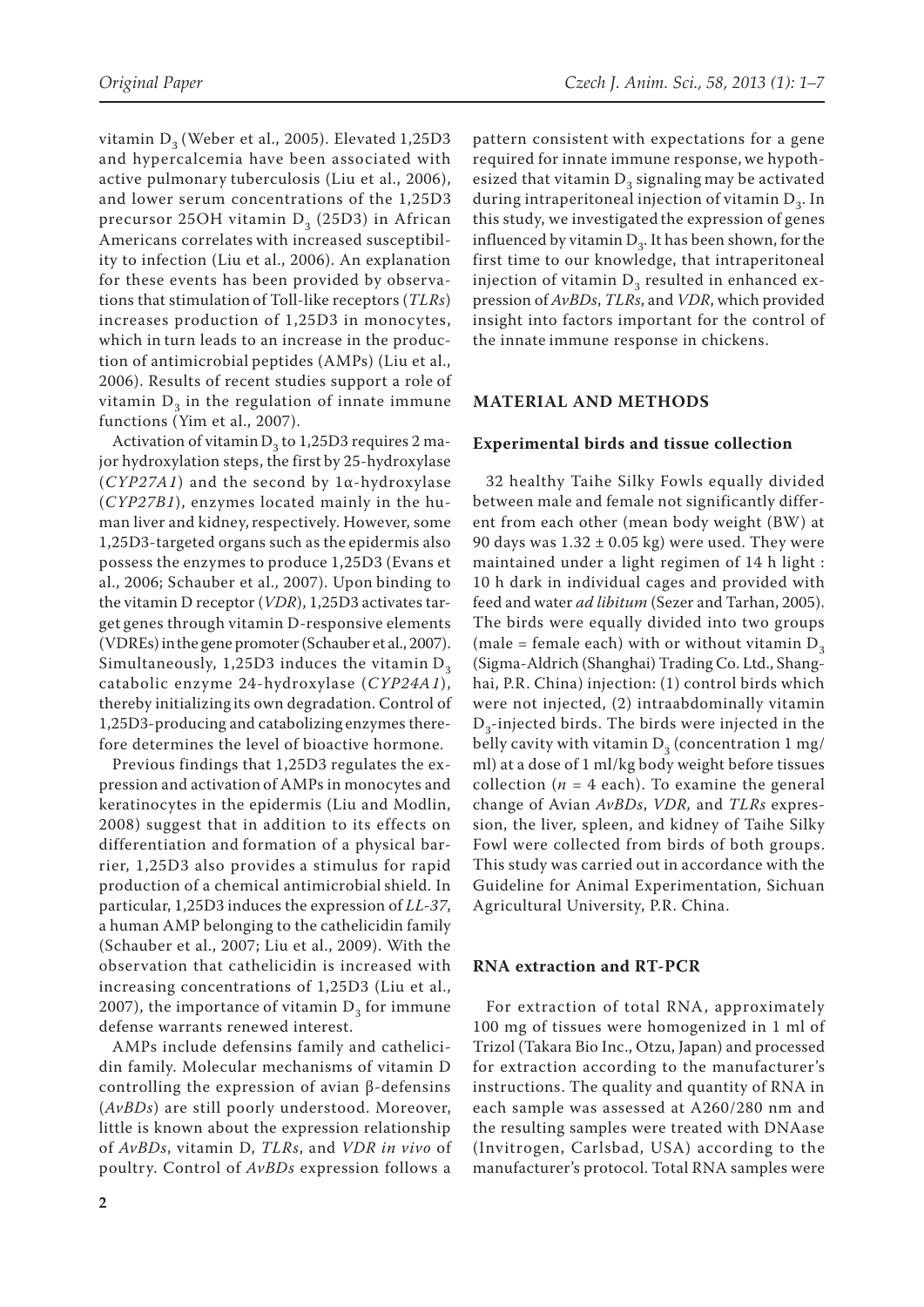vitamin $D_3$ (Weber et al., 2005). Elevated 1,25D3 and hypercalcemia have been associated with active pulmonary tuberculosis (Liu et al., 2006), and lower serum concentrations of the 1,25D3 precursor 25OH vitamin $D_3$ (25D3) in African Americans correlates with increased susceptibility to infection (Liu et al., 2006). An explanation for these events has been provided by observations that stimulation of Toll-like receptors (*TLRs*) increases production of 1,25D3 in monocytes, which in turn leads to an increase in the production of antimicrobial peptides (AMPs) (Liu et al., 2006). Results of recent studies support a role of vitamin $D_3$ in the regulation of innate immune functions (Yim et al., 2007).

Activation of vitamin $D_3$ to 1,25D3 requires 2 major hydroxylation steps, the first by 25-hydroxylase (*CYP27A1*) and the second by 1α-hydroxylase (*CYP27B1*), enzymes located mainly in the human liver and kidney, respectively. However, some 1,25D3-targeted organs such as the epidermis also possess the enzymes to produce 1,25D3 (Evans et al., 2006; Schauber et al., 2007). Upon binding to the vitamin D receptor (*VDR*), 1,25D3 activates target genes through vitamin D-responsive elements (VDREs) in the gene promoter (Schauber et al., 2007). Simultaneously, 1,25D3 induces the vitamin $D_3$ catabolic enzyme 24-hydroxylase (*CYP24A1*), thereby initializing its own degradation. Control of 1,25D3-producing and catabolizing enzymes therefore determines the level of bioactive hormone.

Previous findings that 1,25D3 regulates the expression and activation of AMPs in monocytes and keratinocytes in the epidermis (Liu and Modlin, 2008) suggest that in addition to its effects on differentiation and formation of a physical barrier, 1,25D3 also provides a stimulus for rapid production of a chemical antimicrobial shield. In particular, 1,25D3 induces the expression of *LL-37*, a human AMP belonging to the cathelicidin family (Schauber et al., 2007; Liu et al., 2009). With the observation that cathelicidin is increased with increasing concentrations of 1,25D3 (Liu et al., 2007), the importance of vitamin $D_3$ for immune defense warrants renewed interest.

AMPs include defensins family and cathelicidin family. Molecular mechanisms of vitamin D controlling the expression of avian β-defensins (*AvBDs*) are still poorly understood. Moreover, little is known about the expression relationship of *AvBDs*, vitamin D, *TLRs*, and *VDR in vivo* of poultry. Control of *AvBDs* expression follows a pattern consistent with expectations for a gene required for innate immune response, we hypothesized that vitamin $D_3$ signaling may be activated during intraperitoneal injection of vitamin $D_3$. In this study, we investigated the expression of genes influenced by vitamin $D_3$. It has been shown, for the first time to our knowledge, that intraperitoneal injection of vitamin $D_3$ resulted in enhanced expression of *AvBDs*, *TLRs*, and *VDR*, which provided insight into factors important for the control of the innate immune response in chickens.

## MATERIAL AND METHODS

### Experimental birds and tissue collection

32 healthy Taihe Silky Fowls equally divided between male and female not significantly different from each other (mean body weight (BW) at 90 days was 1.32 ± 0.05 kg) were used. They were maintained under a light regimen of 14 h light : 10 h dark in individual cages and provided with feed and water *ad libitum* (Sezer and Tarhan, 2005). The birds were equally divided into two groups (male = female each) with or without vitamin $D_3$ (Sigma-Aldrich (Shanghai) Trading Co. Ltd., Shanghai, P.R. China) injection: (1) control birds which were not injected, (2) intraabdominally vitamin $D_3$-injected birds. The birds were injected in the belly cavity with vitamin $D_3$ (concentration 1 mg/ml) at a dose of 1 ml/kg body weight before tissues collection ($n = 4$ each). To examine the general change of Avian *AvBDs*, *VDR*, and *TLRs* expression, the liver, spleen, and kidney of Taihe Silky Fowl were collected from birds of both groups. This study was carried out in accordance with the Guideline for Animal Experimentation, Sichuan Agricultural University, P.R. China.

### RNA extraction and RT-PCR

For extraction of total RNA, approximately 100 mg of tissues were homogenized in 1 ml of Trizol (Takara Bio Inc., Otzu, Japan) and processed for extraction according to the manufacturer's instructions. The quality and quantity of RNA in each sample was assessed at A260/280 nm and the resulting samples were treated with DNAase (Invitrogen, Carlsbad, USA) according to the manufacturer's protocol. Total RNA samples were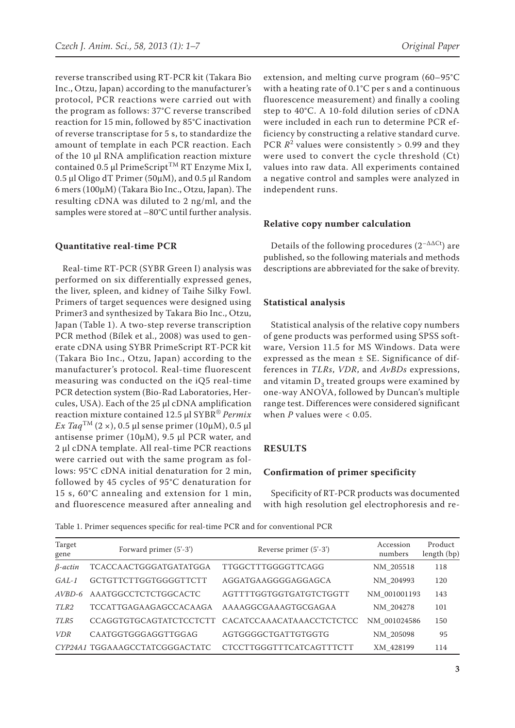reverse transcribed using RT-PCR kit (Takara Bio Inc., Otzu, Japan) according to the manufacturer's protocol, PCR reactions were carried out with the program as follows: 37°C reverse transcribed reaction for 15 min, followed by 85°C inactivation of reverse transcriptase for 5 s, to standardize the amount of template in each PCR reaction. Each of the 10 µl RNA amplification reaction mixture contained 0.5 µl PrimeScript™ RT Enzyme Mix I, 0.5 µl Oligo dT Primer (50µM), and 0.5 µl Random 6 mers (100µM) (Takara Bio Inc., Otzu, Japan). The resulting cDNA was diluted to 2 ng/ml, and the samples were stored at –80°C until further analysis.

### Quantitative real-time PCR

Real-time RT-PCR (SYBR Green I) analysis was performed on six differentially expressed genes, the liver, spleen, and kidney of Taihe Silky Fowl. Primers of target sequences were designed using Primer3 and synthesized by Takara Bio Inc., Otzu, Japan (Table 1). A two-step reverse transcription PCR method (Bílek et al., 2008) was used to generate cDNA using SYBR PrimeScript RT-PCR kit (Takara Bio Inc., Otzu, Japan) according to the manufacturer's protocol. Real-time fluorescent measuring was conducted on the iQ5 real-time PCR detection system (Bio-Rad Laboratories, Hercules, USA). Each of the 25 µl cDNA amplification reaction mixture contained 12.5 µl SYBR® *Permix Ex Taq*™ (2 ×), 0.5 µl sense primer (10µM), 0.5 µl antisense primer (10µM), 9.5 µl PCR water, and 2 µl cDNA template. All real-time PCR reactions were carried out with the same program as follows: 95°C cDNA initial denaturation for 2 min, followed by 45 cycles of 95°C denaturation for 15 s, 60°C annealing and extension for 1 min, and fluorescence measured after annealing and extension, and melting curve program (60–95°C with a heating rate of 0.1°C per s and a continuous fluorescence measurement) and finally a cooling step to 40°C. A 10-fold dilution series of cDNA were included in each run to determine PCR efficiency by constructing a relative standard curve. PCR $R^2$ values were consistently > 0.99 and they were used to convert the cycle threshold (Ct) values into raw data. All experiments contained a negative control and samples were analyzed in independent runs.

### Relative copy number calculation

Details of the following procedures ($2^{-\Delta\Delta Ct}$) are published, so the following materials and methods descriptions are abbreviated for the sake of brevity.

### Statistical analysis

Statistical analysis of the relative copy numbers of gene products was performed using SPSS software, Version 11.5 for MS Windows. Data were expressed as the mean ± SE. Significance of differences in *TLRs*, *VDR*, and *AvBDs* expressions, and vitamin $D_3$ treated groups were examined by one-way ANOVA, followed by Duncan's multiple range test. Differences were considered significant when $P$ values were < 0.05.

## RESULTS

### Confirmation of primer specificity

Specificity of RT-PCR products was documented with high resolution gel electrophoresis and re-

Table 1. Primer sequences specific for real-time PCR and for conventional PCR

| Target gene | Forward primer (5'-3') | Reverse primer (5'-3') | Accession numbers | Product length (bp) |
|---|---|---|---|---|
| *β-actin* | TCACCAACTGGGATGATATGGA | TTGGCTTTGGGGTTCAGG | NM_205518 | 118 |
| *GAL-1* | GCTGTTCTTGGTGGGGTTCTT | AGGATGAAGGGGAGGAGCA | NM_204993 | 120 |
| *AVBD-6* | AAATGGCCTCTCTGGCACTC | AGTTTTGGTGGTGATGTCTGGTT | NM_001001193 | 143 |
| *TLR2* | TCCATTGAGAAGAGCCACAAGA | AAAAGGCGAAAGTGCGAGAA | NM_204278 | 101 |
| *TLR5* | CCAGGTGTGCAGTATCTCCTCTT | CACATCCAAACATAAACCTCTCTCC | NM_001024586 | 150 |
| *VDR* | CAATGGTGGGAGGTTGGAG | AGTGGGGCTGATTGTGGTG | NM_205098 | 95 |
| *CYP24A1* | TGGAAAGCCTATCGGGACTATC | CTCCTTGGGTTTCATCAGTTTCTT | XM_428199 | 114 |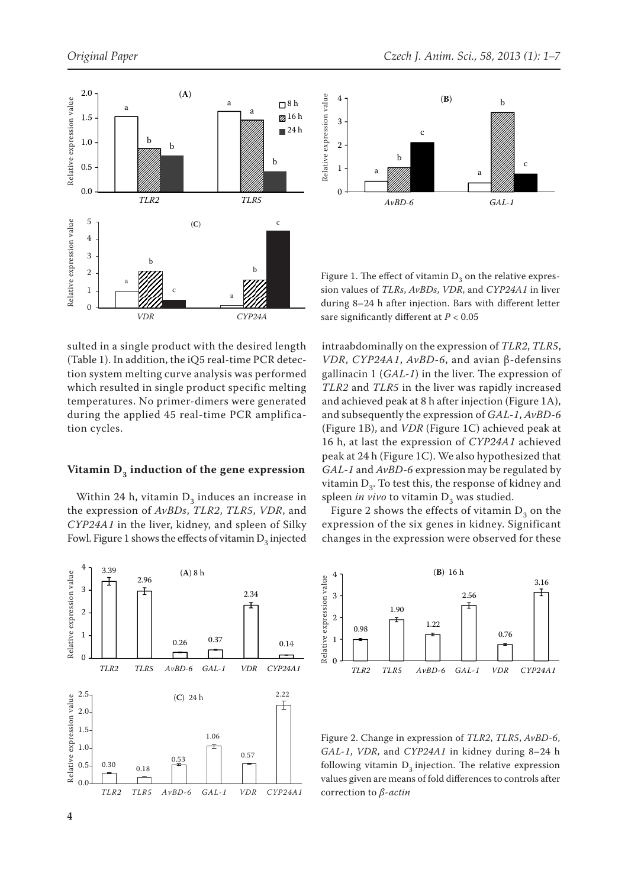Figure 1. The effect of vitamin $D_3$ on the relative expression values of *TLRs*, *AvBDs*, *VDR*, and *CYP24A1* in liver during 8–24 h after injection. Bars with different letter sare significantly different at $P < 0.05$

sulted in a single product with the desired length (Table 1). In addition, the iQ5 real-time PCR detection system melting curve analysis was performed which resulted in single product specific melting temperatures. No primer-dimers were generated during the applied 45 real-time PCR amplification cycles.

### Vitamin $D_3$ induction of the gene expression

Within 24 h, vitamin $D_3$ induces an increase in the expression of *AvBDs*, *TLR2*, *TLR5*, *VDR*, and *CYP24A1* in the liver, kidney, and spleen of Silky Fowl. Figure 1 shows the effects of vitamin $D_3$ injected intraabdominally on the expression of *TLR2*, *TLR5*, *VDR*, *CYP24A1*, *AvBD-6*, and avian β-defensins gallinacin 1 (*GAL-1*) in the liver. The expression of *TLR2* and *TLR5* in the liver was rapidly increased and achieved peak at 8 h after injection (Figure 1A), and subsequently the expression of *GAL-1*, *AvBD-6* (Figure 1B), and *VDR* (Figure 1C) achieved peak at 16 h, at last the expression of *CYP24A1* achieved peak at 24 h (Figure 1C). We also hypothesized that *GAL-1* and *AvBD-6* expression may be regulated by vitamin $D_3$. To test this, the response of kidney and spleen *in vivo* to vitamin $D_3$ was studied.

Figure 2 shows the effects of vitamin $D_3$ on the expression of the six genes in kidney. Significant changes in the expression were observed for these

Figure 2. Change in expression of *TLR2*, *TLR5*, *AvBD-6*, *GAL-1*, *VDR*, and *CYP24A1* in kidney during 8–24 h following vitamin $D_3$ injection. The relative expression values given are means of fold differences to controls after correction to *β-actin*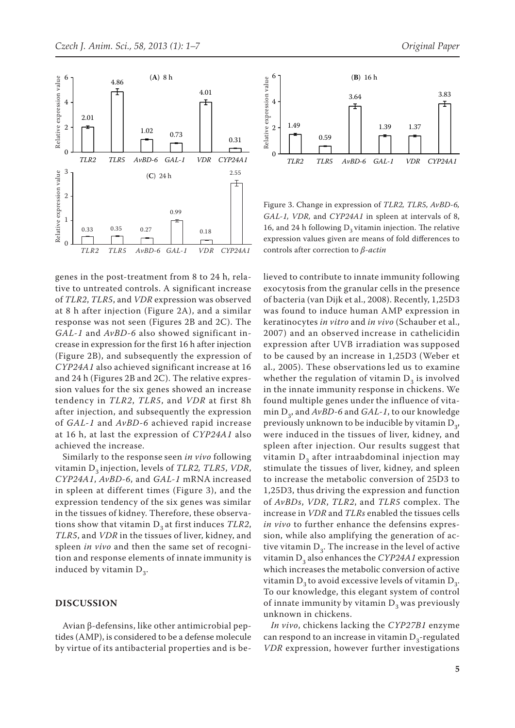Figure 3. Change in expression of *TLR2*, *TLR5*, *AvBD-6*, *GAL-1*, *VDR*, and *CYP24A1* in spleen at intervals of 8, 16, and 24 h following $D_3$ vitamin injection. The relative expression values given are means of fold differences to controls after correction to *β-actin*

genes in the post-treatment from 8 to 24 h, relative to untreated controls. A significant increase of *TLR2*, *TLR5*, and *VDR* expression was observed at 8 h after injection (Figure 2A), and a similar response was not seen (Figures 2B and 2C). The *GAL-1* and *AvBD-6* also showed significant increase in expression for the first 16 h after injection (Figure 2B), and subsequently the expression of *CYP24A1* also achieved significant increase at 16 and 24 h (Figures 2B and 2C). The relative expression values for the six genes showed an increase tendency in *TLR2*, *TLR5*, and *VDR* at first 8h after injection, and subsequently the expression of *GAL-1* and *AvBD-6* achieved rapid increase at 16 h, at last the expression of *CYP24A1* also achieved the increase.

Similarly to the response seen *in vivo* following vitamin $D_3$ injection, levels of *TLR2, TLR5*, *VDR*, *CYP24A1*, *AvBD-6*, and *GAL-1* mRNA increased in spleen at different times (Figure 3), and the expression tendency of the six genes was similar in the tissues of kidney. Therefore, these observations show that vitamin $D_3$ at first induces *TLR2*, *TLR5*, and *VDR* in the tissues of liver, kidney, and spleen *in vivo* and then the same set of recognition and response elements of innate immunity is induced by vitamin $D_3$.

## DISCUSSION

Avian β-defensins, like other antimicrobial peptides (AMP), is considered to be a defense molecule by virtue of its antibacterial properties and is believed to contribute to innate immunity following exocytosis from the granular cells in the presence of bacteria (van Dijk et al., 2008). Recently, 1,25D3 was found to induce human AMP expression in keratinocytes *in vitro* and *in vivo* (Schauber et al., 2007) and an observed increase in cathelicidin expression after UVB irradiation was supposed to be caused by an increase in 1,25D3 (Weber et al., 2005). These observations led us to examine whether the regulation of vitamin $D_3$ is involved in the innate immunity response in chickens. We found multiple genes under the influence of vitamin $D_3$, and *AvBD-6* and *GAL-1*, to our knowledge previously unknown to be inducible by vitamin $D_3$, were induced in the tissues of liver, kidney, and spleen after injection. Our results suggest that vitamin $D_3$ after intraabdominal injection may stimulate the tissues of liver, kidney, and spleen to increase the metabolic conversion of 25D3 to 1,25D3, thus driving the expression and function of *AvBDs*, *VDR*, *TLR2*, and *TLR5* complex. The increase in *VDR* and *TLRs* enabled the tissues cells *in vivo* to further enhance the defensins expression, while also amplifying the generation of active vitamin $D_3$. The increase in the level of active vitamin $D_3$ also enhances the *CYP24A1* expression which increases the metabolic conversion of active vitamin $D_3$ to avoid excessive levels of vitamin $D_3$. To our knowledge, this elegant system of control of innate immunity by vitamin $D_3$ was previously unknown in chickens.

*In vivo*, chickens lacking the *CYP27B1* enzyme can respond to an increase in vitamin $D_3$-regulated *VDR* expression, however further investigations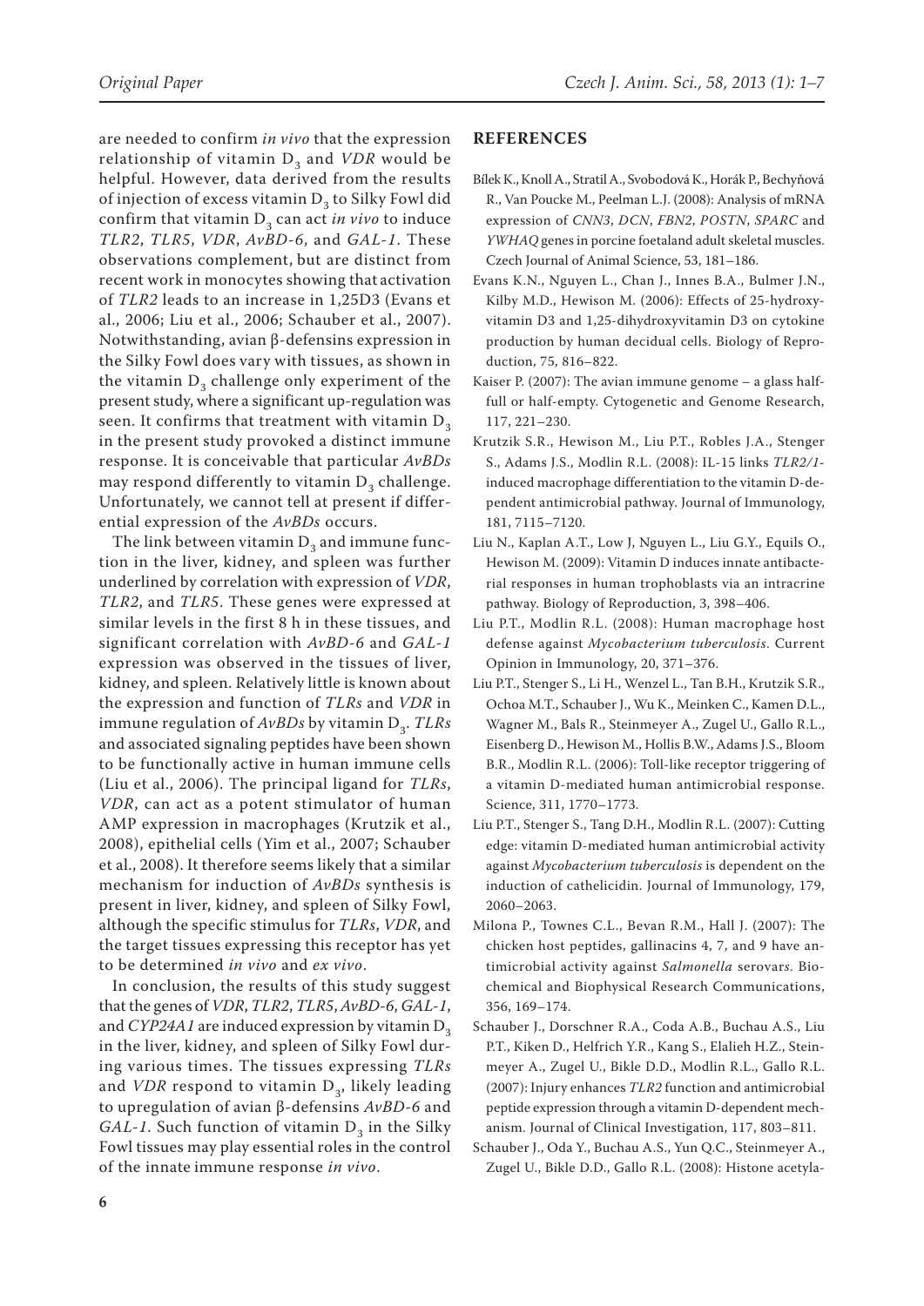are needed to confirm *in vivo* that the expression relationship of vitamin $D_3$ and *VDR* would be helpful. However, data derived from the results of injection of excess vitamin $D_3$ to Silky Fowl did confirm that vitamin $D_3$ can act *in vivo* to induce *TLR2*, *TLR5*, *VDR*, *AvBD-6*, and *GAL-1*. These observations complement, but are distinct from recent work in monocytes showing that activation of *TLR2* leads to an increase in 1,25D3 (Evans et al., 2006; Liu et al., 2006; Schauber et al., 2007). Notwithstanding, avian β-defensins expression in the Silky Fowl does vary with tissues, as shown in the vitamin $D_3$ challenge only experiment of the present study, where a significant up-regulation was seen. It confirms that treatment with vitamin $D_3$ in the present study provoked a distinct immune response. It is conceivable that particular *AvBDs* may respond differently to vitamin $D_3$ challenge. Unfortunately, we cannot tell at present if differential expression of the *AvBDs* occurs.

The link between vitamin $D_3$ and immune function in the liver, kidney, and spleen was further underlined by correlation with expression of *VDR*, *TLR2*, and *TLR5*. These genes were expressed at similar levels in the first 8 h in these tissues, and significant correlation with *AvBD-6* and *GAL-1* expression was observed in the tissues of liver, kidney, and spleen. Relatively little is known about the expression and function of *TLRs* and *VDR* in immune regulation of *AvBDs* by vitamin $D_3$. *TLRs* and associated signaling peptides have been shown to be functionally active in human immune cells (Liu et al., 2006). The principal ligand for *TLRs*, *VDR*, can act as a potent stimulator of human AMP expression in macrophages (Krutzik et al., 2008), epithelial cells (Yim et al., 2007; Schauber et al., 2008). It therefore seems likely that a similar mechanism for induction of *AvBDs* synthesis is present in liver, kidney, and spleen of Silky Fowl, although the specific stimulus for *TLRs*, *VDR*, and the target tissues expressing this receptor has yet to be determined *in vivo* and *ex vivo*.

In conclusion, the results of this study suggest that the genes of *VDR*, *TLR2*, *TLR5*, *AvBD-6*, *GAL-1*, and *CYP24A1* are induced expression by vitamin $D_3$ in the liver, kidney, and spleen of Silky Fowl during various times. The tissues expressing *TLRs* and *VDR* respond to vitamin $D_3$, likely leading to upregulation of avian β-defensins *AvBD-6* and *GAL-1*. Such function of vitamin $D_3$ in the Silky Fowl tissues may play essential roles in the control of the innate immune response *in vivo*.

## REFERENCES

Bílek K., Knoll A., Stratil A., Svobodová K., Horák P., Bechyňová R., Van Poucke M., Peelman L.J. (2008): Analysis of mRNA expression of *CNN3*, *DCN*, *FBN2*, *POSTN*, *SPARC* and *YWHAQ* genes in porcine foetaland adult skeletal muscles. Czech Journal of Animal Science, 53, 181–186.

Evans K.N., Nguyen L., Chan J., Innes B.A., Bulmer J.N., Kilby M.D., Hewison M. (2006): Effects of 25-hydroxyvitamin D3 and 1,25-dihydroxyvitamin D3 on cytokine production by human decidual cells. Biology of Reproduction, 75, 816–822.

Kaiser P. (2007): The avian immune genome – a glass half-full or half-empty. Cytogenetic and Genome Research, 117, 221–230.

Krutzik S.R., Hewison M., Liu P.T., Robles J.A., Stenger S., Adams J.S., Modlin R.L. (2008): IL-15 links *TLR2/1*-induced macrophage differentiation to the vitamin D-dependent antimicrobial pathway. Journal of Immunology, 181, 7115–7120.

Liu N., Kaplan A.T., Low J, Nguyen L., Liu G.Y., Equils O., Hewison M. (2009): Vitamin D induces innate antibacterial responses in human trophoblasts via an intracrine pathway. Biology of Reproduction, 3, 398–406.

Liu P.T., Modlin R.L. (2008): Human macrophage host defense against *Mycobacterium tuberculosis*. Current Opinion in Immunology, 20, 371–376.

Liu P.T., Stenger S., Li H., Wenzel L., Tan B.H., Krutzik S.R., Ochoa M.T., Schauber J., Wu K., Meinken C., Kamen D.L., Wagner M., Bals R., Steinmeyer A., Zugel U., Gallo R.L., Eisenberg D., Hewison M., Hollis B.W., Adams J.S., Bloom B.R., Modlin R.L. (2006): Toll-like receptor triggering of a vitamin D-mediated human antimicrobial response. Science, 311, 1770–1773.

Liu P.T., Stenger S., Tang D.H., Modlin R.L. (2007): Cutting edge: vitamin D-mediated human antimicrobial activity against *Mycobacterium tuberculosis* is dependent on the induction of cathelicidin. Journal of Immunology, 179, 2060–2063.

Milona P., Townes C.L., Bevan R.M., Hall J. (2007): The chicken host peptides, gallinacins 4, 7, and 9 have antimicrobial activity against *Salmonella* serovars. Biochemical and Biophysical Research Communications, 356, 169–174.

Schauber J., Dorschner R.A., Coda A.B., Buchau A.S., Liu P.T., Kiken D., Helfrich Y.R., Kang S., Elalieh H.Z., Steinmeyer A., Zugel U., Bikle D.D., Modlin R.L., Gallo R.L. (2007): Injury enhances *TLR2* function and antimicrobial peptide expression through a vitamin D-dependent mechanism. Journal of Clinical Investigation, 117, 803–811.

Schauber J., Oda Y., Buchau A.S., Yun Q.C., Steinmeyer A., Zugel U., Bikle D.D., Gallo R.L. (2008): Histone acetyla-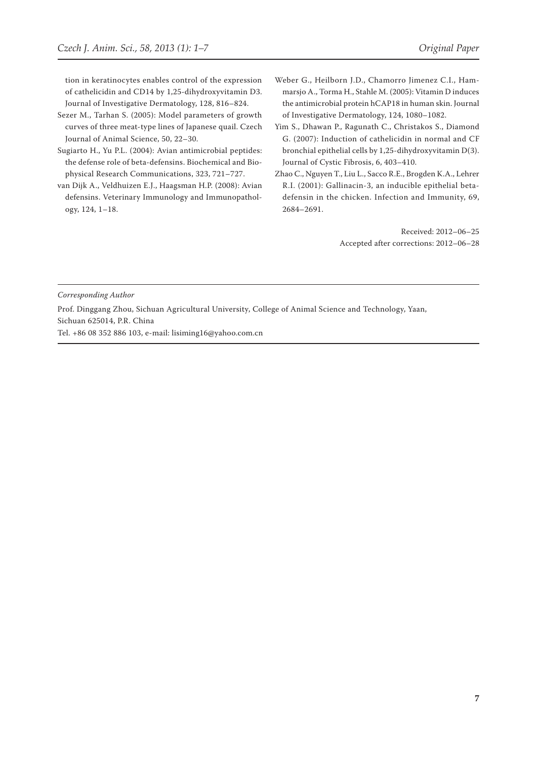tion in keratinocytes enables control of the expression of cathelicidin and CD14 by 1,25-dihydroxyvitamin D3. Journal of Investigative Dermatology, 128, 816–824.

Sezer M., Tarhan S. (2005): Model parameters of growth curves of three meat-type lines of Japanese quail. Czech Journal of Animal Science, 50, 22–30.

Sugiarto H., Yu P.L. (2004): Avian antimicrobial peptides: the defense role of beta-defensins. Biochemical and Biophysical Research Communications, 323, 721–727.

van Dijk A., Veldhuizen E.J., Haagsman H.P. (2008): Avian defensins. Veterinary Immunology and Immunopathology, 124, 1–18.

Weber G., Heilborn J.D., Chamorro Jimenez C.I., Hammarsjo A., Torma H., Stahle M. (2005): Vitamin D induces the antimicrobial protein hCAP18 in human skin. Journal of Investigative Dermatology, 124, 1080–1082.

Yim S., Dhawan P., Ragunath C., Christakos S., Diamond G. (2007): Induction of cathelicidin in normal and CF bronchial epithelial cells by 1,25-dihydroxyvitamin D(3). Journal of Cystic Fibrosis, 6, 403–410.

Zhao C., Nguyen T., Liu L., Sacco R.E., Brogden K.A., Lehrer R.I. (2001): Gallinacin-3, an inducible epithelial beta-defensin in the chicken. Infection and Immunity, 69, 2684–2691.

Received: 2012–06–25
Accepted after corrections: 2012–06–28

*Corresponding Author*

Prof. Dinggang Zhou, Sichuan Agricultural University, College of Animal Science and Technology, Yaan, Sichuan 625014, P.R. China
Tel. +86 08 352 886 103, e-mail: lisiming16@yahoo.com.cn